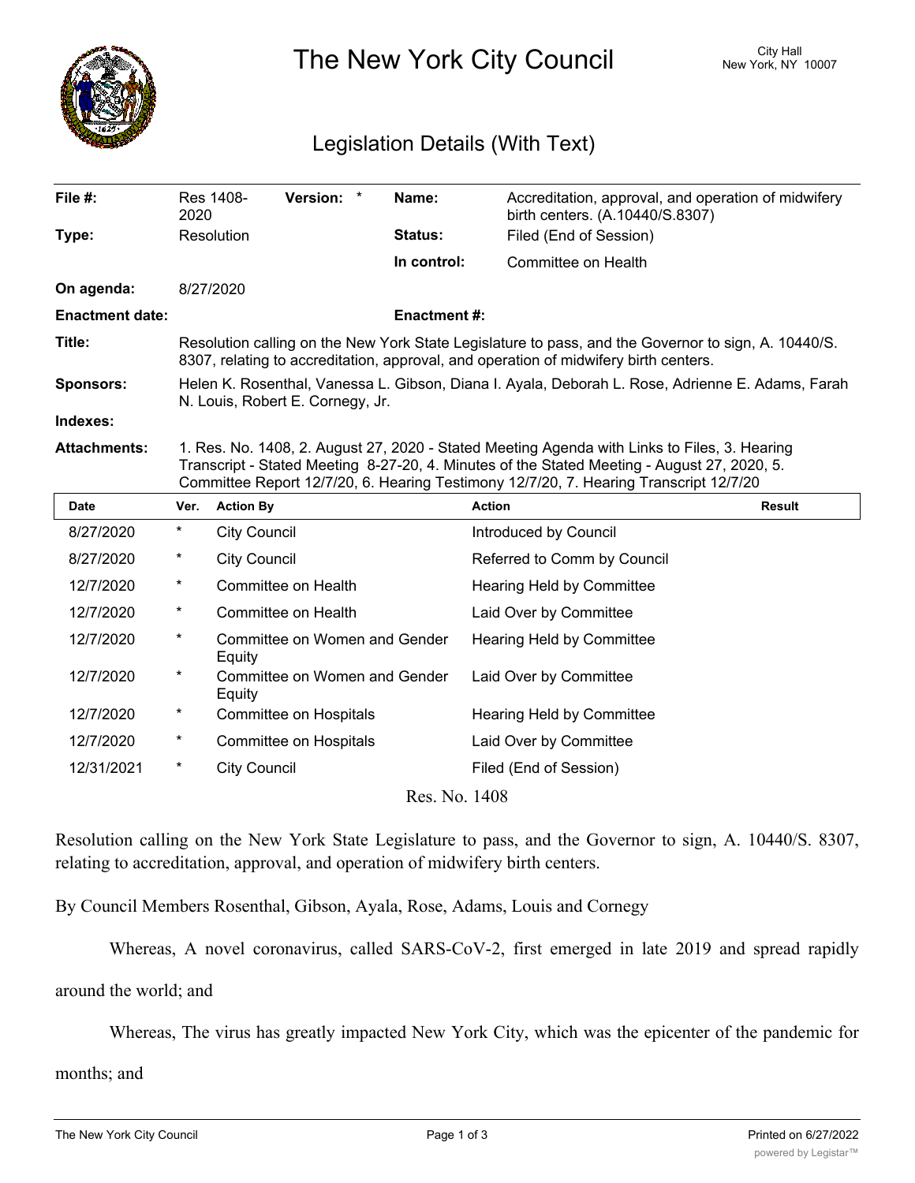# The New York City Council

City Hall
New York, NY 10007

## Legislation Details (With Text)

| | | | |
|---|---|---|---|
| **File #:** | Res 1408-2020 **Version:** * | **Name:** | Accreditation, approval, and operation of midwifery birth centers. (A.10440/S.8307) |
| **Type:** | Resolution | **Status:** | Filed (End of Session) |
| | | **In control:** | Committee on Health |
| **On agenda:** | 8/27/2020 | | |
| **Enactment date:** | | **Enactment #:** | |

**Title:** Resolution calling on the New York State Legislature to pass, and the Governor to sign, A. 10440/S. 8307, relating to accreditation, approval, and operation of midwifery birth centers.

**Sponsors:** Helen K. Rosenthal, Vanessa L. Gibson, Diana I. Ayala, Deborah L. Rose, Adrienne E. Adams, Farah N. Louis, Robert E. Cornegy, Jr.

**Indexes:**

**Attachments:** 1. Res. No. 1408, 2. August 27, 2020 - Stated Meeting Agenda with Links to Files, 3. Hearing Transcript - Stated Meeting 8-27-20, 4. Minutes of the Stated Meeting - August 27, 2020, 5. Committee Report 12/7/20, 6. Hearing Testimony 12/7/20, 7. Hearing Transcript 12/7/20

| Date | Ver. | Action By | Action | Result |
|---|---|---|---|---|
| 8/27/2020 | * | City Council | Introduced by Council | |
| 8/27/2020 | * | City Council | Referred to Comm by Council | |
| 12/7/2020 | * | Committee on Health | Hearing Held by Committee | |
| 12/7/2020 | * | Committee on Health | Laid Over by Committee | |
| 12/7/2020 | * | Committee on Women and Gender Equity | Hearing Held by Committee | |
| 12/7/2020 | * | Committee on Women and Gender Equity | Laid Over by Committee | |
| 12/7/2020 | * | Committee on Hospitals | Hearing Held by Committee | |
| 12/7/2020 | * | Committee on Hospitals | Laid Over by Committee | |
| 12/31/2021 | * | City Council | Filed (End of Session) | |

Res. No. 1408

Resolution calling on the New York State Legislature to pass, and the Governor to sign, A. 10440/S. 8307, relating to accreditation, approval, and operation of midwifery birth centers.

By Council Members Rosenthal, Gibson, Ayala, Rose, Adams, Louis and Cornegy

Whereas, A novel coronavirus, called SARS-CoV-2, first emerged in late 2019 and spread rapidly around the world; and

Whereas, The virus has greatly impacted New York City, which was the epicenter of the pandemic for months; and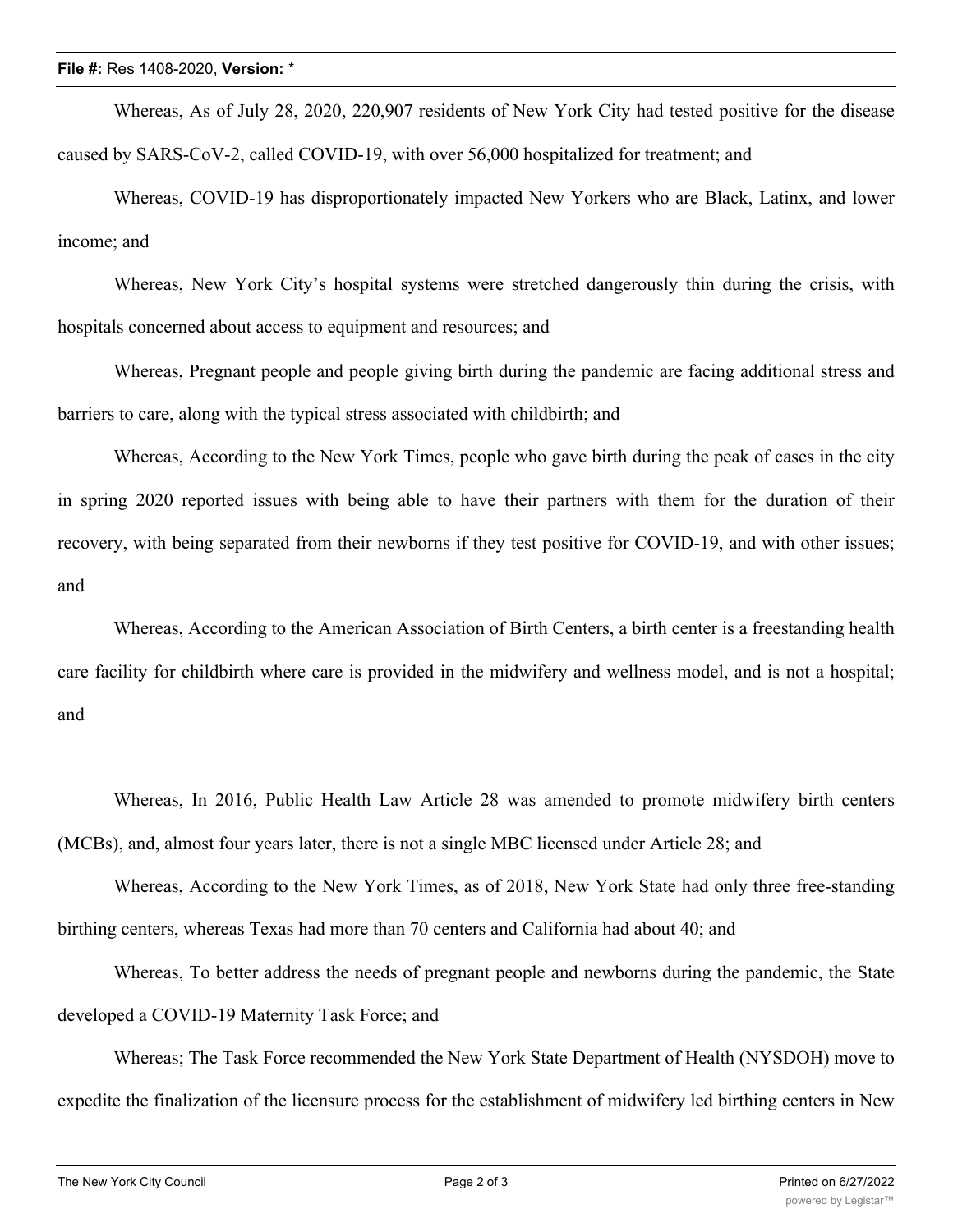Whereas, As of July 28, 2020, 220,907 residents of New York City had tested positive for the disease caused by SARS-CoV-2, called COVID-19, with over 56,000 hospitalized for treatment; and

Whereas, COVID-19 has disproportionately impacted New Yorkers who are Black, Latinx, and lower income; and

Whereas, New York City's hospital systems were stretched dangerously thin during the crisis, with hospitals concerned about access to equipment and resources; and

Whereas, Pregnant people and people giving birth during the pandemic are facing additional stress and barriers to care, along with the typical stress associated with childbirth; and

Whereas, According to the New York Times, people who gave birth during the peak of cases in the city in spring 2020 reported issues with being able to have their partners with them for the duration of their recovery, with being separated from their newborns if they test positive for COVID-19, and with other issues; and

Whereas, According to the American Association of Birth Centers, a birth center is a freestanding health care facility for childbirth where care is provided in the midwifery and wellness model, and is not a hospital; and

Whereas, In 2016, Public Health Law Article 28 was amended to promote midwifery birth centers (MCBs), and, almost four years later, there is not a single MBC licensed under Article 28; and

Whereas, According to the New York Times, as of 2018, New York State had only three free-standing birthing centers, whereas Texas had more than 70 centers and California had about 40; and

Whereas, To better address the needs of pregnant people and newborns during the pandemic, the State developed a COVID-19 Maternity Task Force; and

Whereas; The Task Force recommended the New York State Department of Health (NYSDOH) move to expedite the finalization of the licensure process for the establishment of midwifery led birthing centers in New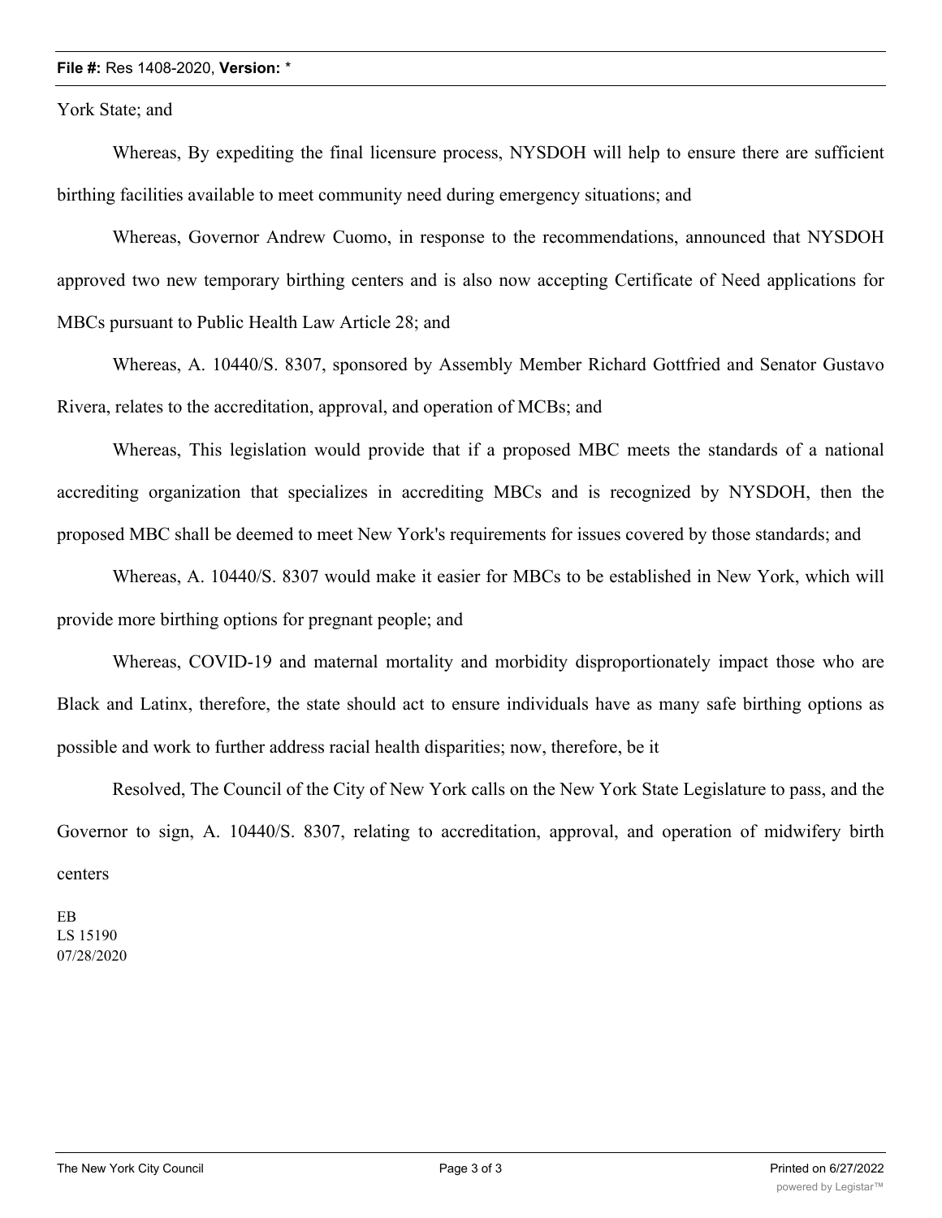York State; and

Whereas, By expediting the final licensure process, NYSDOH will help to ensure there are sufficient birthing facilities available to meet community need during emergency situations; and

Whereas, Governor Andrew Cuomo, in response to the recommendations, announced that NYSDOH approved two new temporary birthing centers and is also now accepting Certificate of Need applications for MBCs pursuant to Public Health Law Article 28; and

Whereas, A. 10440/S. 8307, sponsored by Assembly Member Richard Gottfried and Senator Gustavo Rivera, relates to the accreditation, approval, and operation of MCBs; and

Whereas, This legislation would provide that if a proposed MBC meets the standards of a national accrediting organization that specializes in accrediting MBCs and is recognized by NYSDOH, then the proposed MBC shall be deemed to meet New York's requirements for issues covered by those standards; and

Whereas, A. 10440/S. 8307 would make it easier for MBCs to be established in New York, which will provide more birthing options for pregnant people; and

Whereas, COVID-19 and maternal mortality and morbidity disproportionately impact those who are Black and Latinx, therefore, the state should act to ensure individuals have as many safe birthing options as possible and work to further address racial health disparities; now, therefore, be it

Resolved, The Council of the City of New York calls on the New York State Legislature to pass, and the Governor to sign, A. 10440/S. 8307, relating to accreditation, approval, and operation of midwifery birth centers

EB
LS 15190
07/28/2020